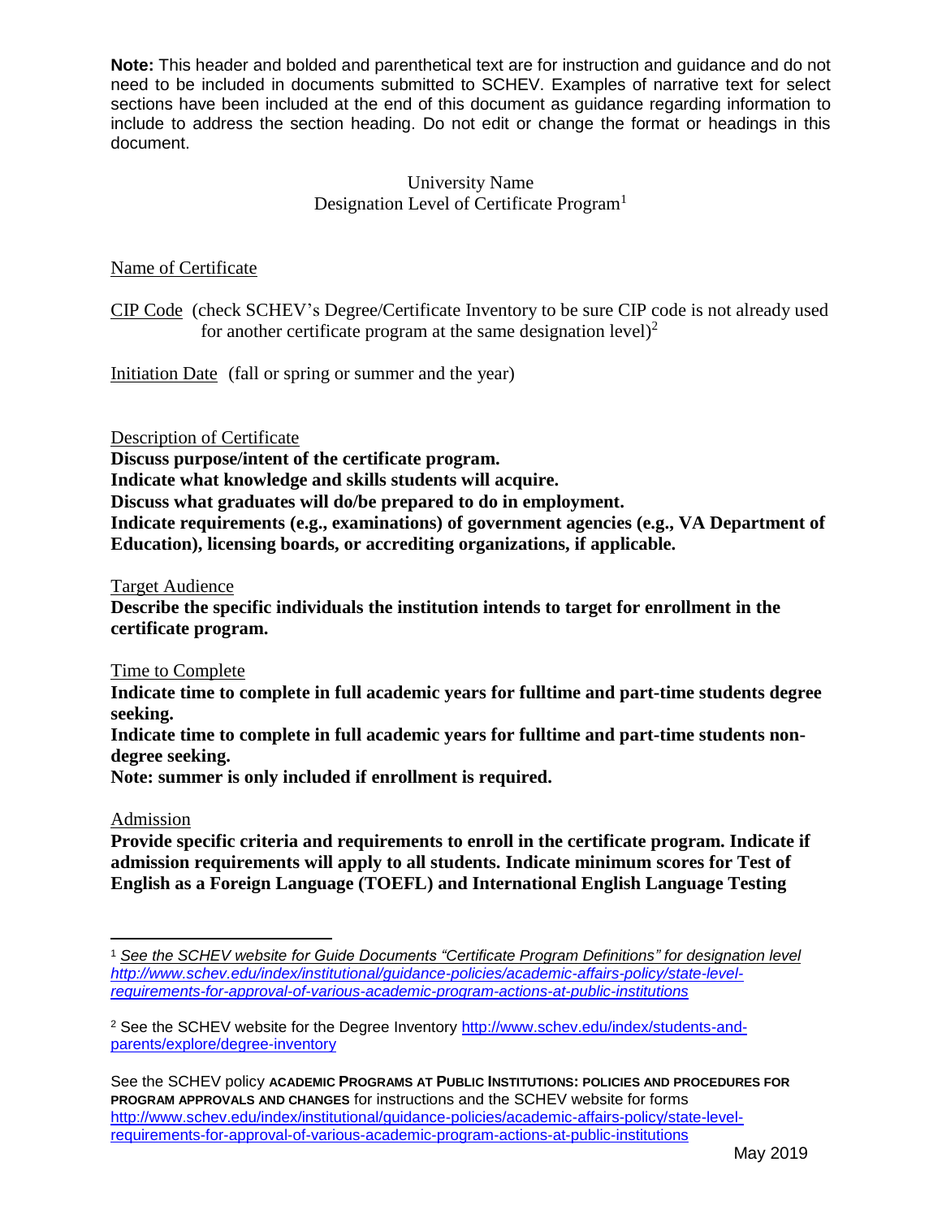**Note:** This header and bolded and parenthetical text are for instruction and guidance and do not need to be included in documents submitted to SCHEV. Examples of narrative text for select sections have been included at the end of this document as guidance regarding information to include to address the section heading. Do not edit or change the format or headings in this document.

University Name
Designation Level of Certificate Program[1]

Name of Certificate

CIP Code (check SCHEV's Degree/Certificate Inventory to be sure CIP code is not already used for another certificate program at the same designation level)[2]

Initiation Date (fall or spring or summer and the year)

Description of Certificate

**Discuss purpose/intent of the certificate program.**
**Indicate what knowledge and skills students will acquire.**
**Discuss what graduates will do/be prepared to do in employment.**
**Indicate requirements (e.g., examinations) of government agencies (e.g., VA Department of Education), licensing boards, or accrediting organizations, if applicable.**

Target Audience

**Describe the specific individuals the institution intends to target for enrollment in the certificate program.**

Time to Complete

**Indicate time to complete in full academic years for fulltime and part-time students degree seeking.**
**Indicate time to complete in full academic years for fulltime and part-time students non-degree seeking.**
**Note: summer is only included if enrollment is required.**

Admission

**Provide specific criteria and requirements to enroll in the certificate program. Indicate if admission requirements will apply to all students. Indicate minimum scores for Test of English as a Foreign Language (TOEFL) and International English Language Testing**

---

[1] *See the SCHEV website for Guide Documents "Certificate Program Definitions" for designation level* *http://www.schev.edu/index/institutional/guidance-policies/academic-affairs-policy/state-level-requirements-for-approval-of-various-academic-program-actions-at-public-institutions*

[2] See the SCHEV website for the Degree Inventory http://www.schev.edu/index/students-and-parents/explore/degree-inventory

See the SCHEV policy **ACADEMIC PROGRAMS AT PUBLIC INSTITUTIONS: POLICIES AND PROCEDURES FOR PROGRAM APPROVALS AND CHANGES** for instructions and the SCHEV website for forms http://www.schev.edu/index/institutional/guidance-policies/academic-affairs-policy/state-level-requirements-for-approval-of-various-academic-program-actions-at-public-institutions

May 2019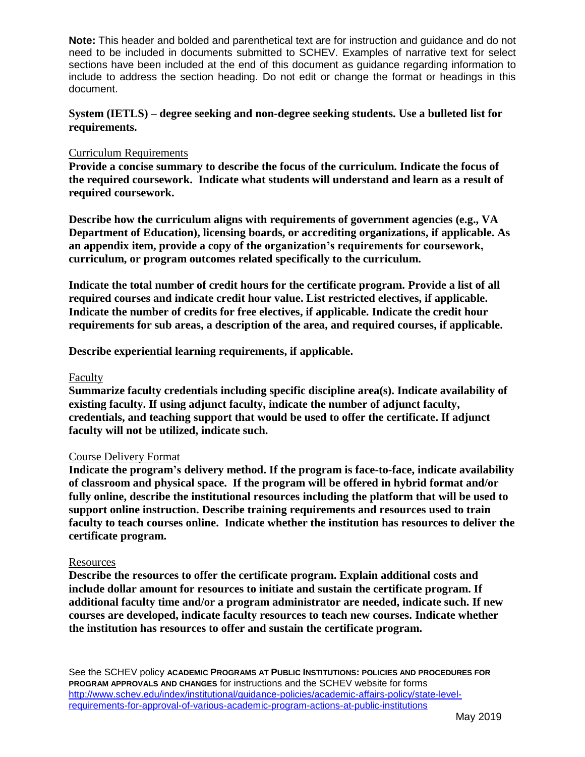**Note:** This header and bolded and parenthetical text are for instruction and guidance and do not need to be included in documents submitted to SCHEV. Examples of narrative text for select sections have been included at the end of this document as guidance regarding information to include to address the section heading. Do not edit or change the format or headings in this document.

**System (IETLS) – degree seeking and non-degree seeking students. Use a bulleted list for requirements.**

<u>Curriculum Requirements</u>

**Provide a concise summary to describe the focus of the curriculum. Indicate the focus of the required coursework. Indicate what students will understand and learn as a result of required coursework.**

**Describe how the curriculum aligns with requirements of government agencies (e.g., VA Department of Education), licensing boards, or accrediting organizations, if applicable. As an appendix item, provide a copy of the organization's requirements for coursework, curriculum, or program outcomes related specifically to the curriculum.**

**Indicate the total number of credit hours for the certificate program. Provide a list of all required courses and indicate credit hour value. List restricted electives, if applicable. Indicate the number of credits for free electives, if applicable. Indicate the credit hour requirements for sub areas, a description of the area, and required courses, if applicable.**

**Describe experiential learning requirements, if applicable.**

<u>Faculty</u>

**Summarize faculty credentials including specific discipline area(s). Indicate availability of existing faculty. If using adjunct faculty, indicate the number of adjunct faculty, credentials, and teaching support that would be used to offer the certificate. If adjunct faculty will not be utilized, indicate such.**

<u>Course Delivery Format</u>

**Indicate the program's delivery method. If the program is face-to-face, indicate availability of classroom and physical space. If the program will be offered in hybrid format and/or fully online, describe the institutional resources including the platform that will be used to support online instruction. Describe training requirements and resources used to train faculty to teach courses online. Indicate whether the institution has resources to deliver the certificate program.**

<u>Resources</u>

**Describe the resources to offer the certificate program. Explain additional costs and include dollar amount for resources to initiate and sustain the certificate program. If additional faculty time and/or a program administrator are needed, indicate such. If new courses are developed, indicate faculty resources to teach new courses. Indicate whether the institution has resources to offer and sustain the certificate program.**

See the SCHEV policy **ACADEMIC PROGRAMS AT PUBLIC INSTITUTIONS: POLICIES AND PROCEDURES FOR PROGRAM APPROVALS AND CHANGES** for instructions and the SCHEV website for forms [http://www.schev.edu/index/institutional/guidance-policies/academic-affairs-policy/state-level-requirements-for-approval-of-various-academic-program-actions-at-public-institutions](http://www.schev.edu/index/institutional/guidance-policies/academic-affairs-policy/state-level-requirements-for-approval-of-various-academic-program-actions-at-public-institutions)

May 2019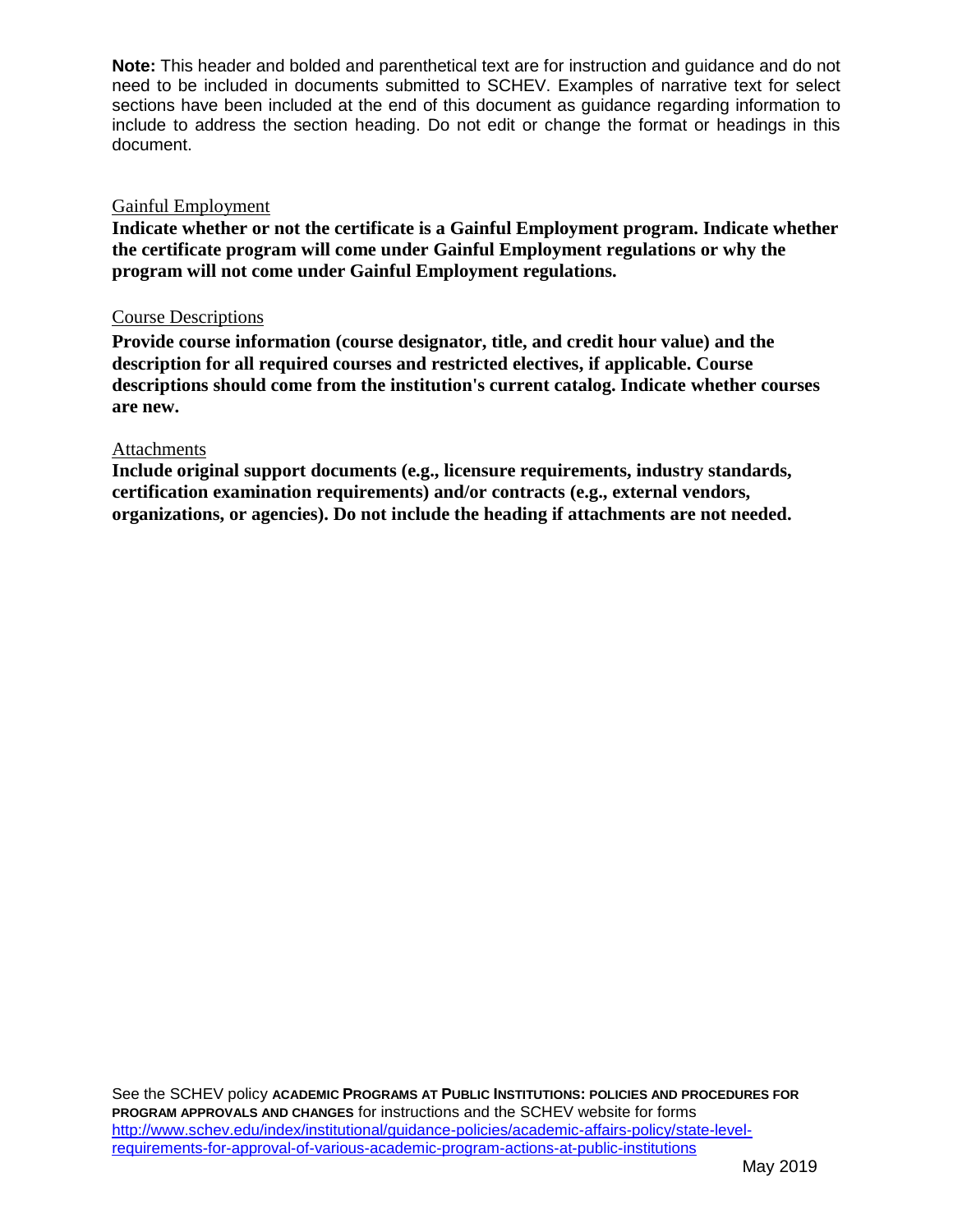**Note:** This header and bolded and parenthetical text are for instruction and guidance and do not need to be included in documents submitted to SCHEV. Examples of narrative text for select sections have been included at the end of this document as guidance regarding information to include to address the section heading. Do not edit or change the format or headings in this document.

<u>Gainful Employment</u>

**Indicate whether or not the certificate is a Gainful Employment program. Indicate whether the certificate program will come under Gainful Employment regulations or why the program will not come under Gainful Employment regulations.**

<u>Course Descriptions</u>

**Provide course information (course designator, title, and credit hour value) and the description for all required courses and restricted electives, if applicable. Course descriptions should come from the institution's current catalog. Indicate whether courses are new.**

<u>Attachments</u>

**Include original support documents (e.g., licensure requirements, industry standards, certification examination requirements) and/or contracts (e.g., external vendors, organizations, or agencies). Do not include the heading if attachments are not needed.**

See the SCHEV policy **ACADEMIC PROGRAMS AT PUBLIC INSTITUTIONS: POLICIES AND PROCEDURES FOR PROGRAM APPROVALS AND CHANGES** for instructions and the SCHEV website for forms [http://www.schev.edu/index/institutional/guidance-policies/academic-affairs-policy/state-level-requirements-for-approval-of-various-academic-program-actions-at-public-institutions](http://www.schev.edu/index/institutional/guidance-policies/academic-affairs-policy/state-level-requirements-for-approval-of-various-academic-program-actions-at-public-institutions)

May 2019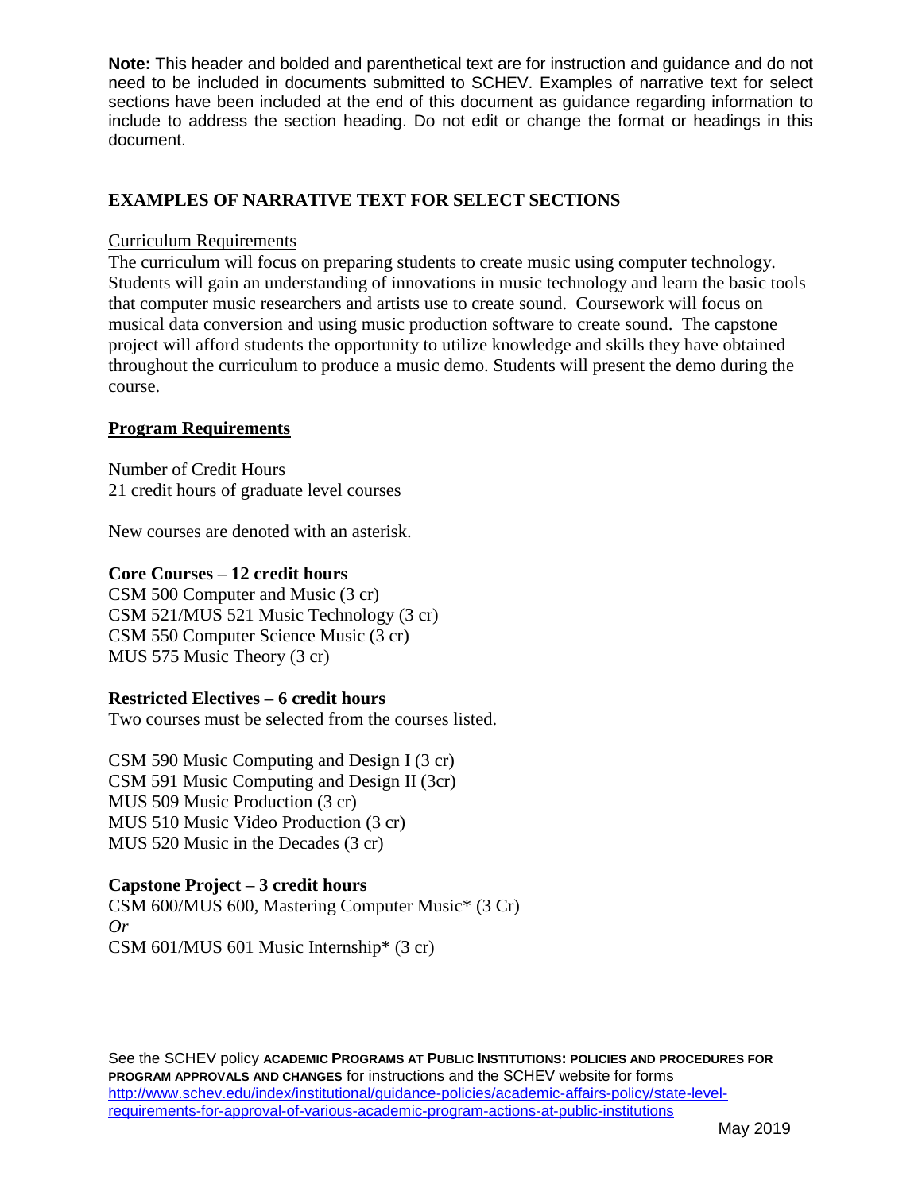**Note:** This header and bolded and parenthetical text are for instruction and guidance and do not need to be included in documents submitted to SCHEV. Examples of narrative text for select sections have been included at the end of this document as guidance regarding information to include to address the section heading. Do not edit or change the format or headings in this document.

## EXAMPLES OF NARRATIVE TEXT FOR SELECT SECTIONS

<u>Curriculum Requirements</u>

The curriculum will focus on preparing students to create music using computer technology. Students will gain an understanding of innovations in music technology and learn the basic tools that computer music researchers and artists use to create sound. Coursework will focus on musical data conversion and using music production software to create sound. The capstone project will afford students the opportunity to utilize knowledge and skills they have obtained throughout the curriculum to produce a music demo. Students will present the demo during the course.

### <u>Program Requirements</u>

<u>Number of Credit Hours</u>

21 credit hours of graduate level courses

New courses are denoted with an asterisk.

**Core Courses – 12 credit hours**

CSM 500 Computer and Music (3 cr)
CSM 521/MUS 521 Music Technology (3 cr)
CSM 550 Computer Science Music (3 cr)
MUS 575 Music Theory (3 cr)

**Restricted Electives – 6 credit hours**

Two courses must be selected from the courses listed.

CSM 590 Music Computing and Design I (3 cr)
CSM 591 Music Computing and Design II (3cr)
MUS 509 Music Production (3 cr)
MUS 510 Music Video Production (3 cr)
MUS 520 Music in the Decades (3 cr)

**Capstone Project – 3 credit hours**

CSM 600/MUS 600, Mastering Computer Music* (3 Cr)
*Or*
CSM 601/MUS 601 Music Internship* (3 cr)

See the SCHEV policy **ACADEMIC PROGRAMS AT PUBLIC INSTITUTIONS: POLICIES AND PROCEDURES FOR PROGRAM APPROVALS AND CHANGES** for instructions and the SCHEV website for forms http://www.schev.edu/index/institutional/guidance-policies/academic-affairs-policy/state-level-requirements-for-approval-of-various-academic-program-actions-at-public-institutions

May 2019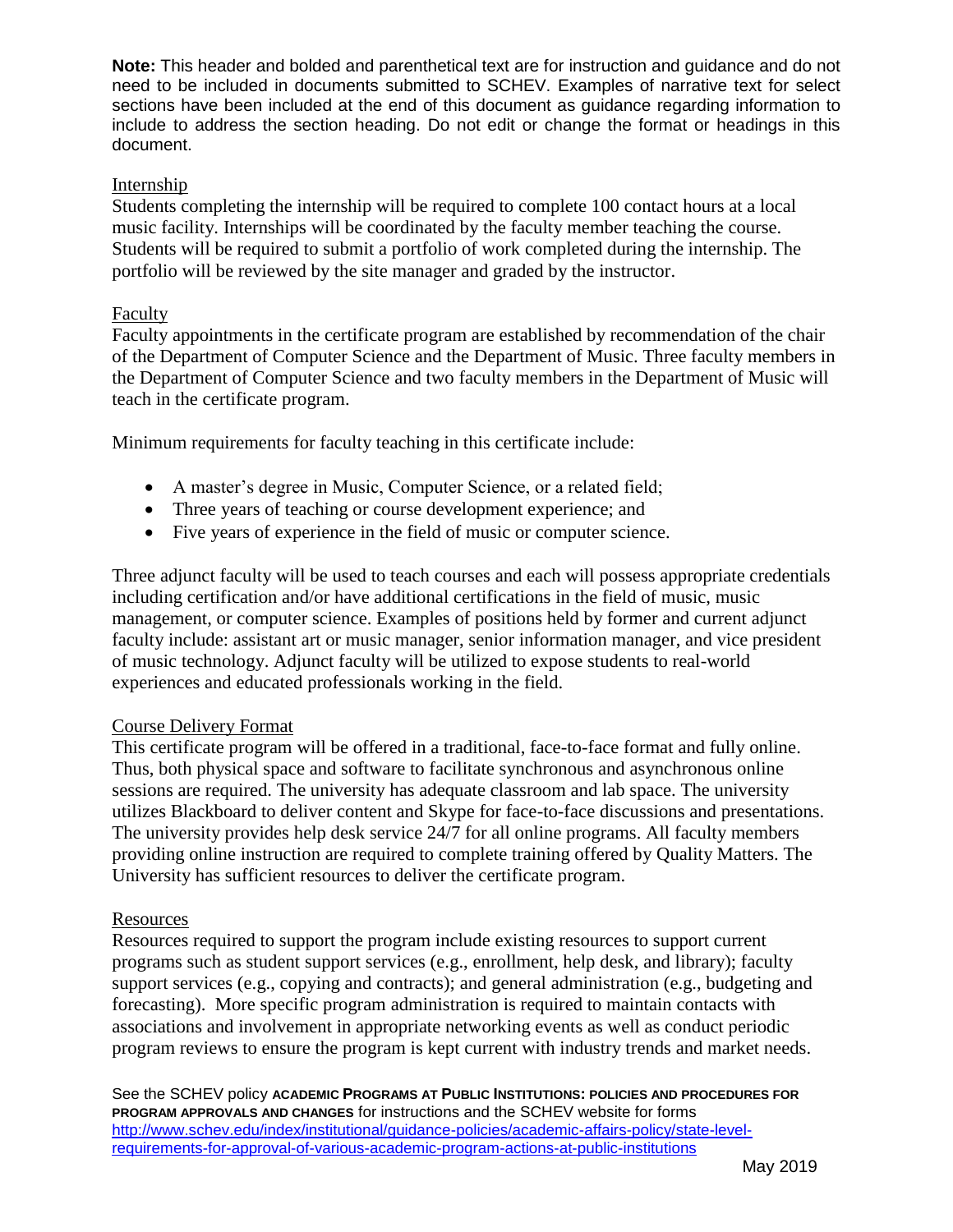**Note:** This header and bolded and parenthetical text are for instruction and guidance and do not need to be included in documents submitted to SCHEV. Examples of narrative text for select sections have been included at the end of this document as guidance regarding information to include to address the section heading. Do not edit or change the format or headings in this document.

Internship

Students completing the internship will be required to complete 100 contact hours at a local music facility. Internships will be coordinated by the faculty member teaching the course. Students will be required to submit a portfolio of work completed during the internship. The portfolio will be reviewed by the site manager and graded by the instructor.

Faculty

Faculty appointments in the certificate program are established by recommendation of the chair of the Department of Computer Science and the Department of Music. Three faculty members in the Department of Computer Science and two faculty members in the Department of Music will teach in the certificate program.

Minimum requirements for faculty teaching in this certificate include:

- A master's degree in Music, Computer Science, or a related field;
- Three years of teaching or course development experience; and
- Five years of experience in the field of music or computer science.

Three adjunct faculty will be used to teach courses and each will possess appropriate credentials including certification and/or have additional certifications in the field of music, music management, or computer science. Examples of positions held by former and current adjunct faculty include: assistant art or music manager, senior information manager, and vice president of music technology. Adjunct faculty will be utilized to expose students to real-world experiences and educated professionals working in the field.

Course Delivery Format

This certificate program will be offered in a traditional, face-to-face format and fully online. Thus, both physical space and software to facilitate synchronous and asynchronous online sessions are required. The university has adequate classroom and lab space. The university utilizes Blackboard to deliver content and Skype for face-to-face discussions and presentations. The university provides help desk service 24/7 for all online programs. All faculty members providing online instruction are required to complete training offered by Quality Matters. The University has sufficient resources to deliver the certificate program.

Resources

Resources required to support the program include existing resources to support current programs such as student support services (e.g., enrollment, help desk, and library); faculty support services (e.g., copying and contracts); and general administration (e.g., budgeting and forecasting). More specific program administration is required to maintain contacts with associations and involvement in appropriate networking events as well as conduct periodic program reviews to ensure the program is kept current with industry trends and market needs.

See the SCHEV policy **ACADEMIC PROGRAMS AT PUBLIC INSTITUTIONS: POLICIES AND PROCEDURES FOR PROGRAM APPROVALS AND CHANGES** for instructions and the SCHEV website for forms http://www.schev.edu/index/institutional/guidance-policies/academic-affairs-policy/state-level-requirements-for-approval-of-various-academic-program-actions-at-public-institutions

May 2019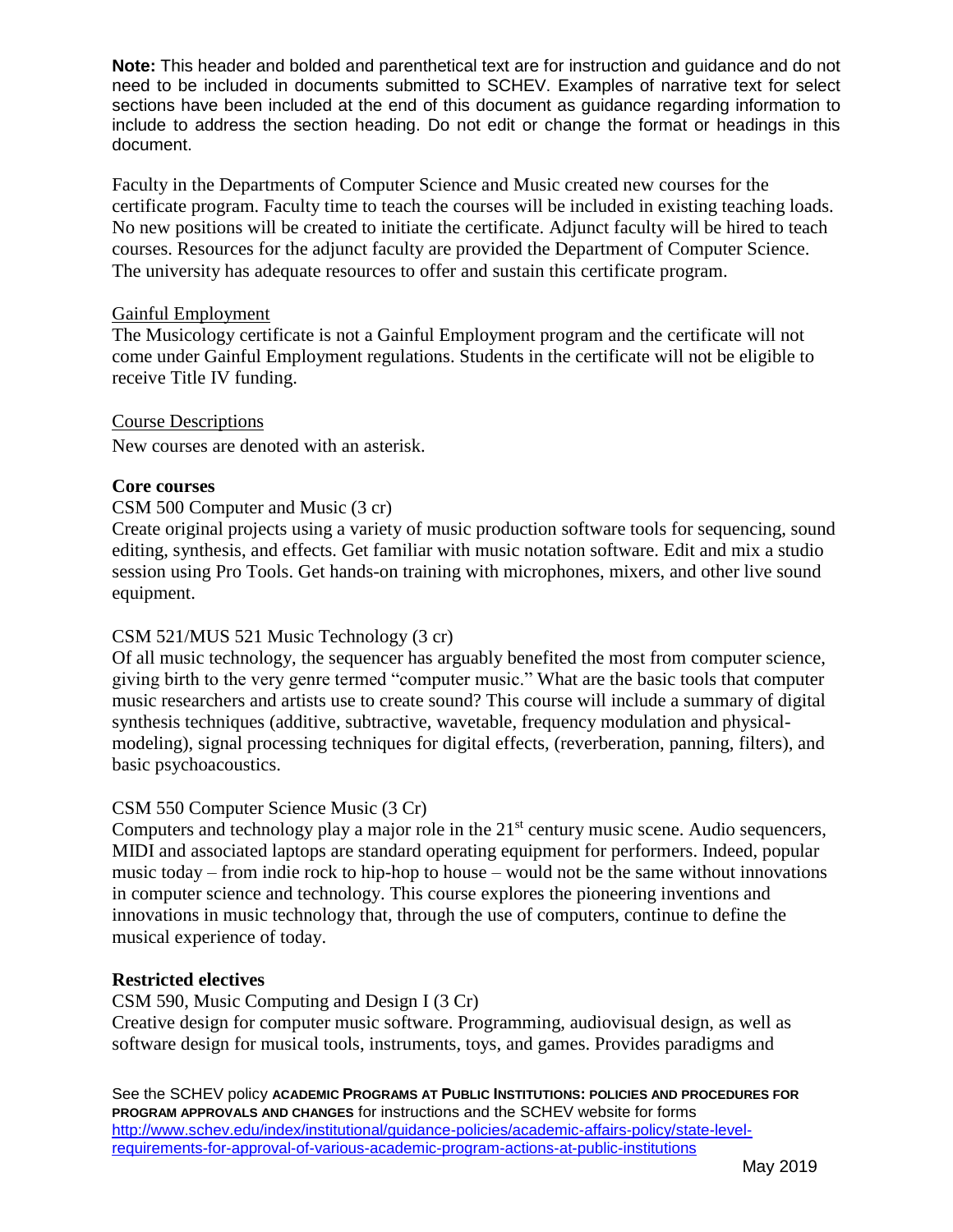**Note:** This header and bolded and parenthetical text are for instruction and guidance and do not need to be included in documents submitted to SCHEV. Examples of narrative text for select sections have been included at the end of this document as guidance regarding information to include to address the section heading. Do not edit or change the format or headings in this document.

Faculty in the Departments of Computer Science and Music created new courses for the certificate program. Faculty time to teach the courses will be included in existing teaching loads. No new positions will be created to initiate the certificate. Adjunct faculty will be hired to teach courses. Resources for the adjunct faculty are provided the Department of Computer Science. The university has adequate resources to offer and sustain this certificate program.

Gainful Employment

The Musicology certificate is not a Gainful Employment program and the certificate will not come under Gainful Employment regulations. Students in the certificate will not be eligible to receive Title IV funding.

Course Descriptions

New courses are denoted with an asterisk.

**Core courses**

CSM 500 Computer and Music (3 cr)

Create original projects using a variety of music production software tools for sequencing, sound editing, synthesis, and effects. Get familiar with music notation software. Edit and mix a studio session using Pro Tools. Get hands-on training with microphones, mixers, and other live sound equipment.

CSM 521/MUS 521 Music Technology (3 cr)

Of all music technology, the sequencer has arguably benefited the most from computer science, giving birth to the very genre termed "computer music." What are the basic tools that computer music researchers and artists use to create sound? This course will include a summary of digital synthesis techniques (additive, subtractive, wavetable, frequency modulation and physical-modeling), signal processing techniques for digital effects, (reverberation, panning, filters), and basic psychoacoustics.

CSM 550 Computer Science Music (3 Cr)

Computers and technology play a major role in the 21st century music scene. Audio sequencers, MIDI and associated laptops are standard operating equipment for performers. Indeed, popular music today – from indie rock to hip-hop to house – would not be the same without innovations in computer science and technology. This course explores the pioneering inventions and innovations in music technology that, through the use of computers, continue to define the musical experience of today.

**Restricted electives**

CSM 590, Music Computing and Design I (3 Cr)

Creative design for computer music software. Programming, audiovisual design, as well as software design for musical tools, instruments, toys, and games. Provides paradigms and

See the SCHEV policy **ACADEMIC PROGRAMS AT PUBLIC INSTITUTIONS: POLICIES AND PROCEDURES FOR PROGRAM APPROVALS AND CHANGES** for instructions and the SCHEV website for forms http://www.schev.edu/index/institutional/guidance-policies/academic-affairs-policy/state-level-requirements-for-approval-of-various-academic-program-actions-at-public-institutions

May 2019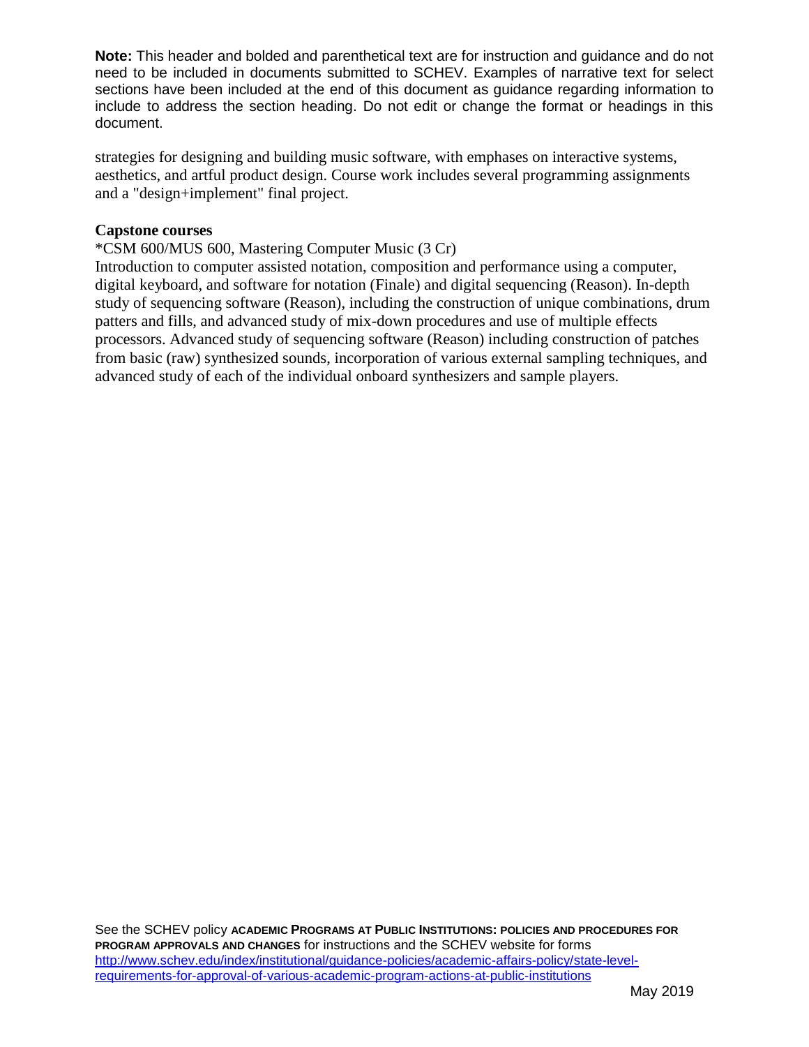**Note:** This header and bolded and parenthetical text are for instruction and guidance and do not need to be included in documents submitted to SCHEV. Examples of narrative text for select sections have been included at the end of this document as guidance regarding information to include to address the section heading. Do not edit or change the format or headings in this document.

strategies for designing and building music software, with emphases on interactive systems, aesthetics, and artful product design. Course work includes several programming assignments and a "design+implement" final project.

**Capstone courses**

*CSM 600/MUS 600, Mastering Computer Music (3 Cr)

Introduction to computer assisted notation, composition and performance using a computer, digital keyboard, and software for notation (Finale) and digital sequencing (Reason). In-depth study of sequencing software (Reason), including the construction of unique combinations, drum patters and fills, and advanced study of mix-down procedures and use of multiple effects processors. Advanced study of sequencing software (Reason) including construction of patches from basic (raw) synthesized sounds, incorporation of various external sampling techniques, and advanced study of each of the individual onboard synthesizers and sample players.

See the SCHEV policy **ACADEMIC PROGRAMS AT PUBLIC INSTITUTIONS: POLICIES AND PROCEDURES FOR PROGRAM APPROVALS AND CHANGES** for instructions and the SCHEV website for forms [http://www.schev.edu/index/institutional/guidance-policies/academic-affairs-policy/state-level-requirements-for-approval-of-various-academic-program-actions-at-public-institutions](http://www.schev.edu/index/institutional/guidance-policies/academic-affairs-policy/state-level-requirements-for-approval-of-various-academic-program-actions-at-public-institutions)

May 2019